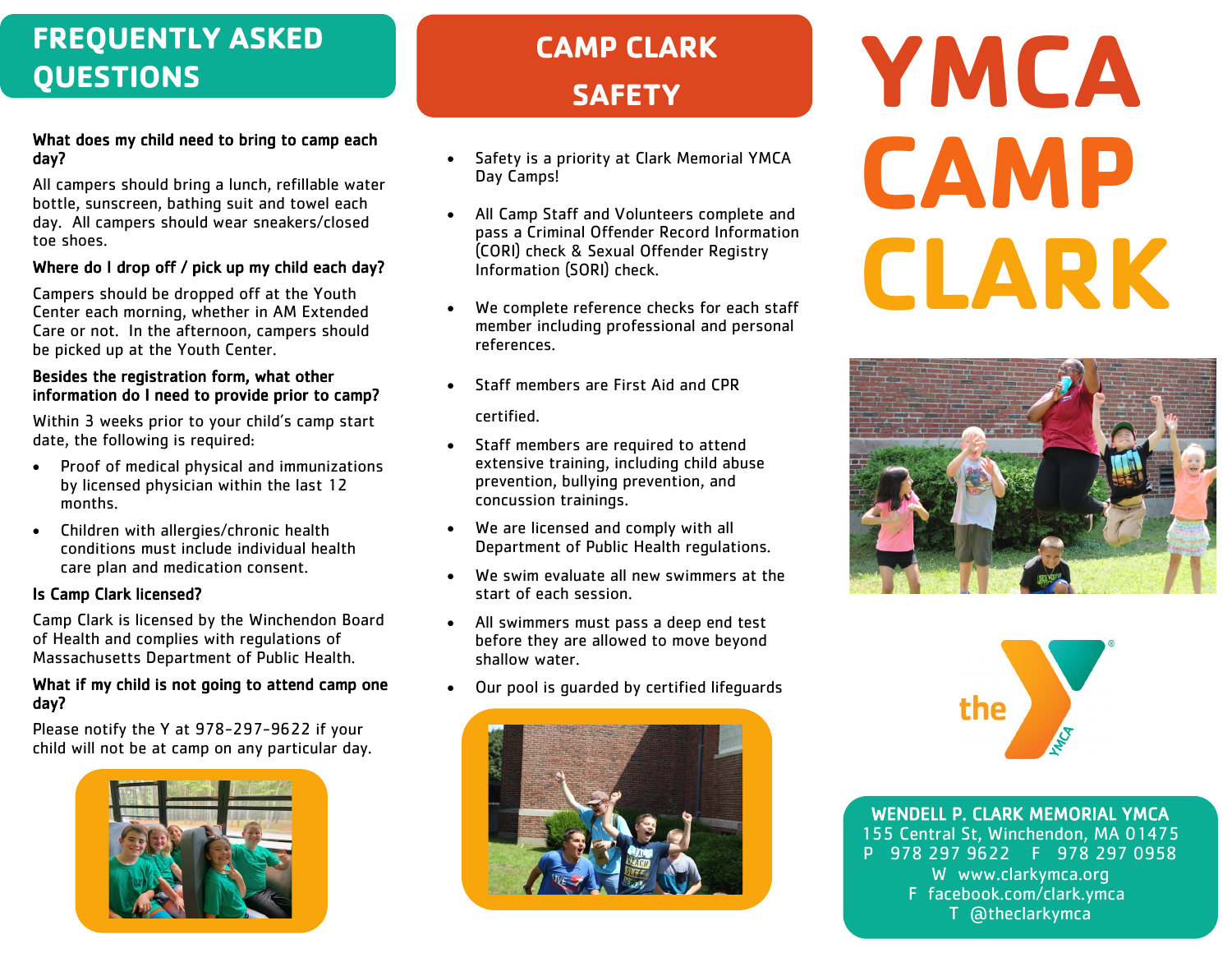## FREQUENTLY ASKED QUESTIONS

**What does my child need to bring to camp each day?**

All campers should bring a lunch, refillable water bottle, sunscreen, bathing suit and towel each day. All campers should wear sneakers/closed toe shoes.

**Where do I drop off / pick up my child each day?**

Campers should be dropped off at the Youth Center each morning, whether in AM Extended Care or not. In the afternoon, campers should be picked up at the Youth Center.

**Besides the registration form, what other information do I need to provide prior to camp?**

Within 3 weeks prior to your child's camp start date, the following is required:

- Proof of medical physical and immunizations by licensed physician within the last 12 months.
- Children with allergies/chronic health conditions must include individual health care plan and medication consent.

**Is Camp Clark licensed?**

Camp Clark is licensed by the Winchendon Board of Health and complies with regulations of Massachusetts Department of Public Health.

**What if my child is not going to attend camp one day?**

Please notify the Y at 978-297-9622 if your child will not be at camp on any particular day.

## CAMP CLARK SAFETY

- Safety is a priority at Clark Memorial YMCA Day Camps!
- All Camp Staff and Volunteers complete and pass a Criminal Offender Record Information (CORI) check & Sexual Offender Registry Information (SORI) check.
- We complete reference checks for each staff member including professional and personal references.
- Staff members are First Aid and CPR certified.
- Staff members are required to attend extensive training, including child abuse prevention, bullying prevention, and concussion trainings.
- We are licensed and comply with all Department of Public Health regulations.
- We swim evaluate all new swimmers at the start of each session.
- All swimmers must pass a deep end test before they are allowed to move beyond shallow water.
- Our pool is guarded by certified lifeguards

# YMCA CAMP CLARK

the YMCA

**WENDELL P. CLARK MEMORIAL YMCA**
155 Central St, Winchendon, MA 01475
P 978 297 9622 F 978 297 0958
W www.clarkymca.org
F facebook.com/clark.ymca
T @theclarkymca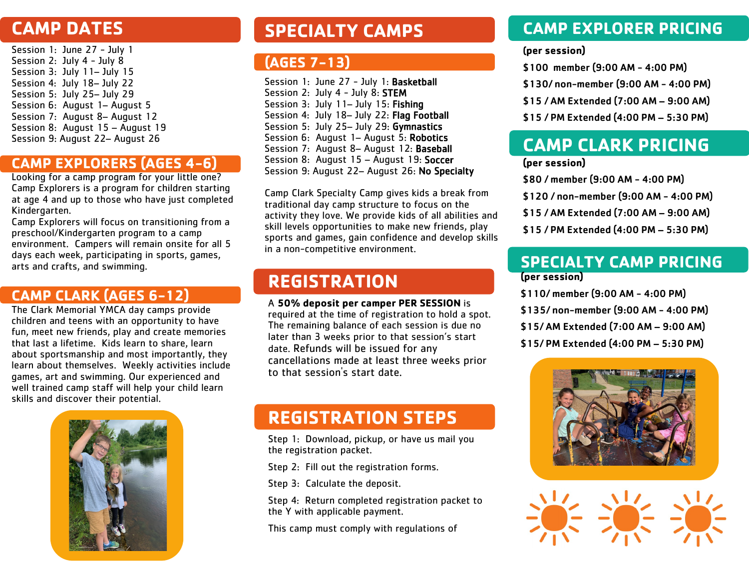## CAMP DATES

Session 1: June 27 - July 1
Session 2: July 4 - July 8
Session 3: July 11– July 15
Session 4: July 18– July 22
Session 5: July 25– July 29
Session 6: August 1– August 5
Session 7: August 8– August 12
Session 8: August 15 – August 19
Session 9: August 22– August 26

## CAMP EXPLORERS (AGES 4-6)

Looking for a camp program for your little one? Camp Explorers is a program for children starting at age 4 and up to those who have just completed Kindergarten.
Camp Explorers will focus on transitioning from a preschool/Kindergarten program to a camp environment. Campers will remain onsite for all 5 days each week, participating in sports, games, arts and crafts, and swimming.

## CAMP CLARK (AGES 6-12)

The Clark Memorial YMCA day camps provide children and teens with an opportunity to have fun, meet new friends, play and create memories that last a lifetime. Kids learn to share, learn about sportsmanship and most importantly, they learn about themselves. Weekly activities include games, art and swimming. Our experienced and well trained camp staff will help your child learn skills and discover their potential.

## SPECIALTY CAMPS

### (AGES 7-13)

Session 1: June 27 - July 1: **Basketball**
Session 2: July 4 - July 8: **STEM**
Session 3: July 11– July 15: **Fishing**
Session 4: July 18– July 22: **Flag Football**
Session 5: July 25– July 29: **Gymnastics**
Session 6: August 1– August 5: **Robotics**
Session 7: August 8– August 12: **Baseball**
Session 8: August 15 – August 19: **Soccer**
Session 9: August 22– August 26: **No Specialty**

Camp Clark Specialty Camp gives kids a break from traditional day camp structure to focus on the activity they love. We provide kids of all abilities and skill levels opportunities to make new friends, play sports and games, gain confidence and develop skills in a non-competitive environment.

## REGISTRATION

A **50% deposit per camper PER SESSION** is required at the time of registration to hold a spot. The remaining balance of each session is due no later than 3 weeks prior to that session's start date. Refunds will be issued for any cancellations made at least three weeks prior to that session's start date.

## REGISTRATION STEPS

Step 1: Download, pickup, or have us mail you the registration packet.

Step 2: Fill out the registration forms.

Step 3: Calculate the deposit.

Step 4: Return completed registration packet to the Y with applicable payment.

This camp must comply with regulations of

## CAMP EXPLORER PRICING

**(per session)**

**$100 member (9:00 AM - 4:00 PM)**
**$130/ non-member (9:00 AM - 4:00 PM)**
**$15 / AM Extended (7:00 AM – 9:00 AM)**
**$15 / PM Extended (4:00 PM – 5:30 PM)**

## CAMP CLARK PRICING

**(per session)**

**$80 / member (9:00 AM - 4:00 PM)**
**$120 / non-member (9:00 AM - 4:00 PM)**
**$15 / AM Extended (7:00 AM – 9:00 AM)**
**$15 / PM Extended (4:00 PM – 5:30 PM)**

## SPECIALTY CAMP PRICING

**(per session)**

**$110/ member (9:00 AM - 4:00 PM)**
**$135/ non-member (9:00 AM - 4:00 PM)**
**$15/ AM Extended (7:00 AM – 9:00 AM)**
**$15/ PM Extended (4:00 PM – 5:30 PM)**